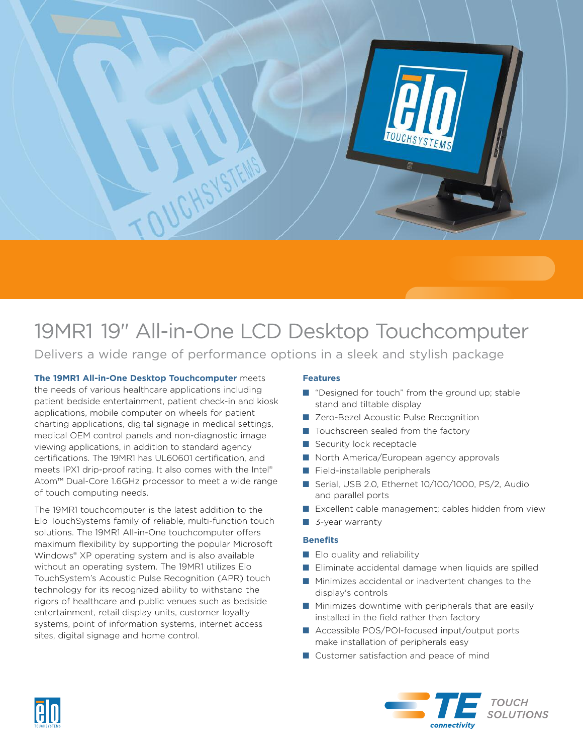# 19MR1 19" All-in-One LCD Desktop Touchcomputer

## Delivers a wide range of performance options in a sleek and stylish package

**The 19MR1 All-in-One Desktop Touchcomputer** meets the needs of various healthcare applications including patient bedside entertainment, patient check-in and kiosk applications, mobile computer on wheels for patient charting applications, digital signage in medical settings, medical OEM control panels and non-diagnostic image viewing applications, in addition to standard agency certifications. The 19MR1 has UL60601 certification, and meets IPX1 drip-proof rating. It also comes with the Intel® Atom™ Dual-Core 1.6GHz processor to meet a wide range of touch computing needs.

The 19MR1 touchcomputer is the latest addition to the Elo TouchSystems family of reliable, multi-function touch solutions. The 19MR1 All-in-One touchcomputer offers maximum flexibility by supporting the popular Microsoft Windows® XP operating system and is also available without an operating system. The 19MR1 utilizes Elo TouchSystem's Acoustic Pulse Recognition (APR) touch technology for its recognized ability to withstand the rigors of healthcare and public venues such as bedside entertainment, retail display units, customer loyalty systems, point of information systems, internet access sites, digital signage and home control.

### Features

- "Designed for touch" from the ground up; stable stand and tiltable display
- Zero-Bezel Acoustic Pulse Recognition
- Touchscreen sealed from the factory
- Security lock receptacle
- North America/European agency approvals
- Field-installable peripherals
- Serial, USB 2.0, Ethernet 10/100/1000, PS/2, Audio and parallel ports
- Excellent cable management; cables hidden from view
- 3-year warranty

### Benefits

- Elo quality and reliability
- Eliminate accidental damage when liquids are spilled
- Minimizes accidental or inadvertent changes to the display's controls
- Minimizes downtime with peripherals that are easily installed in the field rather than factory
- Accessible POS/POI-focused input/output ports make installation of peripherals easy
- Customer satisfaction and peace of mind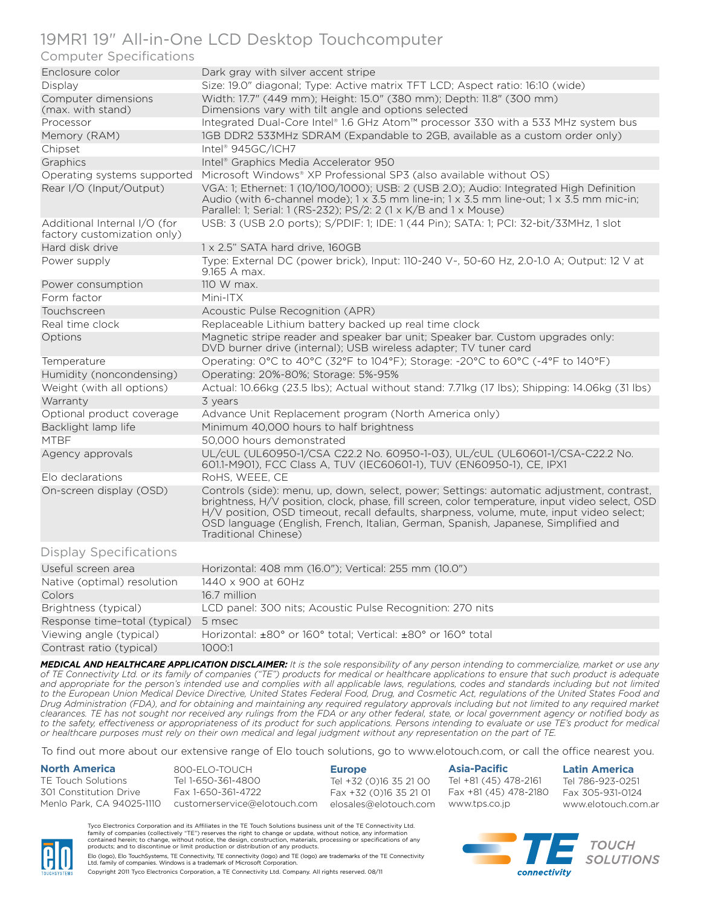# 19MR1 19" All-in-One LCD Desktop Touchcomputer

## Computer Specifications

| | |
|---|---|
| Enclosure color | Dark gray with silver accent stripe |
| Display | Size: 19.0" diagonal; Type: Active matrix TFT LCD; Aspect ratio: 16:10 (wide) |
| Computer dimensions (max. with stand) | Width: 17.7" (449 mm); Height: 15.0" (380 mm); Depth: 11.8" (300 mm) Dimensions vary with tilt angle and options selected |
| Processor | Integrated Dual-Core Intel® 1.6 GHz Atom™ processor 330 with a 533 MHz system bus |
| Memory (RAM) | 1GB DDR2 533MHz SDRAM (Expandable to 2GB, available as a custom order only) |
| Chipset | Intel® 945GC/ICH7 |
| Graphics | Intel® Graphics Media Accelerator 950 |
| Operating systems supported | Microsoft Windows® XP Professional SP3 (also available without OS) |
| Rear I/O (Input/Output) | VGA: 1; Ethernet: 1 (10/100/1000); USB: 2 (USB 2.0); Audio: Integrated High Definition Audio (with 6-channel mode); 1 x 3.5 mm line-in; 1 x 3.5 mm line-out; 1 x 3.5 mm mic-in; Parallel: 1; Serial: 1 (RS-232); PS/2: 2 (1 x K/B and 1 x Mouse) |
| Additional Internal I/O (for factory customization only) | USB: 3 (USB 2.0 ports); S/PDIF: 1; IDE: 1 (44 Pin); SATA: 1; PCI: 32-bit/33MHz, 1 slot |
| Hard disk drive | 1 x 2.5" SATA hard drive, 160GB |
| Power supply | Type: External DC (power brick), Input: 110-240 V~, 50-60 Hz, 2.0-1.0 A; Output: 12 V at 9.165 A max. |
| Power consumption | 110 W max. |
| Form factor | Mini-ITX |
| Touchscreen | Acoustic Pulse Recognition (APR) |
| Real time clock | Replaceable Lithium battery backed up real time clock |
| Options | Magnetic stripe reader and speaker bar unit; Speaker bar. Custom upgrades only: DVD burner drive (internal); USB wireless adapter; TV tuner card |
| Temperature | Operating: 0°C to 40°C (32°F to 104°F); Storage: -20°C to 60°C (-4°F to 140°F) |
| Humidity (noncondensing) | Operating: 20%-80%; Storage: 5%-95% |
| Weight (with all options) | Actual: 10.66kg (23.5 lbs); Actual without stand: 7.71kg (17 lbs); Shipping: 14.06kg (31 lbs) |
| Warranty | 3 years |
| Optional product coverage | Advance Unit Replacement program (North America only) |
| Backlight lamp life | Minimum 40,000 hours to half brightness |
| MTBF | 50,000 hours demonstrated |
| Agency approvals | UL/cUL (UL60950-1/CSA C22.2 No. 60950-1-03), UL/cUL (UL60601-1/CSA-C22.2 No. 601.1-M901), FCC Class A, TUV (IEC60601-1), TUV (EN60950-1), CE, IPX1 |
| Elo declarations | RoHS, WEEE, CE |
| On-screen display (OSD) | Controls (side): menu, up, down, select, power; Settings: automatic adjustment, contrast, brightness, H/V position, clock, phase, fill screen, color temperature, input video select, OSD H/V position, OSD timeout, recall defaults, sharpness, volume, mute, input video select; OSD language (English, French, Italian, German, Spanish, Japanese, Simplified and Traditional Chinese) |

## Display Specifications

| | |
|---|---|
| Useful screen area | Horizontal: 408 mm (16.0"); Vertical: 255 mm (10.0") |
| Native (optimal) resolution | 1440 x 900 at 60Hz |
| Colors | 16.7 million |
| Brightness (typical) | LCD panel: 300 nits; Acoustic Pulse Recognition: 270 nits |
| Response time–total (typical) | 5 msec |
| Viewing angle (typical) | Horizontal: ±80° or 160° total; Vertical: ±80° or 160° total |
| Contrast ratio (typical) | 1000:1 |

***MEDICAL AND HEALTHCARE APPLICATION DISCLAIMER:*** *It is the sole responsibility of any person intending to commercialize, market or use any of TE Connectivity Ltd. or its family of companies ("TE") products for medical or healthcare applications to ensure that such product is adequate and appropriate for the person's intended use and complies with all applicable laws, regulations, codes and standards including but not limited to the European Union Medical Device Directive, United States Federal Food, Drug, and Cosmetic Act, regulations of the United States Food and Drug Administration (FDA), and for obtaining and maintaining any required regulatory approvals including but not limited to any required market clearances. TE has not sought nor received any rulings from the FDA or any other federal, state, or local government agency or notified body as to the safety, effectiveness or appropriateness of its product for such applications. Persons intending to evaluate or use TE's product for medical or healthcare purposes must rely on their own medical and legal judgment without any representation on the part of TE.*

To find out more about our extensive range of Elo touch solutions, go to www.elotouch.com, or call the office nearest you.

**North America**
TE Touch Solutions
301 Constitution Drive
Menlo Park, CA 94025-1110
800-ELO-TOUCH
Tel 1-650-361-4800
Fax 1-650-361-4722
customerservice@elotouch.com

**Europe**
Tel +32 (0)16 35 21 00
Fax +32 (0)16 35 21 01
elosales@elotouch.com

**Asia-Pacific**
Tel +81 (45) 478-2161
Fax +81 (45) 478-2180
www.tps.co.jp

**Latin America**
Tel 786-923-0251
Fax 305-931-0124
www.elotouch.com.ar

Tyco Electronics Corporation and its Affiliates in the TE Touch Solutions business unit of the TE Connectivity Ltd. family of companies (collectively "TE") reserves the right to change or update, without notice, any information contained herein; to change, without notice, the design, construction, materials, processing or specifications of any products; and to discontinue or limit production or distribution of any products.

Elo (logo), Elo TouchSystems, TE Connectivity, TE connectivity (logo) and TE (logo) are trademarks of the TE Connectivity Ltd. family of companies. Windows is a trademark of Microsoft Corporation.

Copyright 2011 Tyco Electronics Corporation, a TE Connectivity Ltd. Company. All rights reserved. 08/11

TOUCH SOLUTIONS